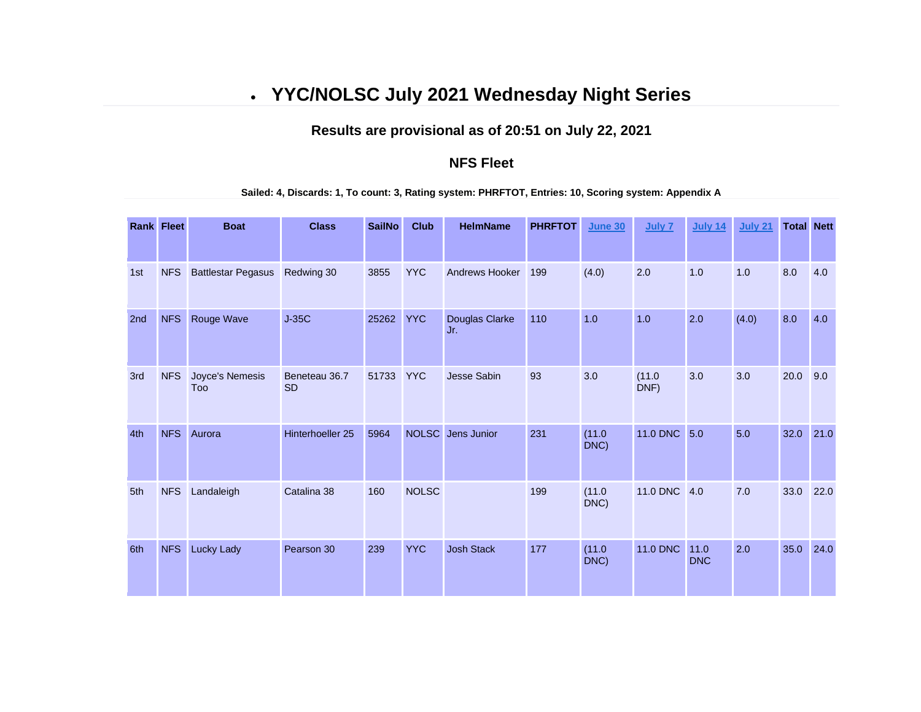- # YYC/NOLSC July 2021 Wednesday Night Series

### Results are provisional as of 20:51 on July 22, 2021

### NFS Fleet

**Sailed: 4, Discards: 1, To count: 3, Rating system: PHRFTOT, Entries: 10, Scoring system: Appendix A**

| Rank | Fleet | Boat | Class | SailNo | Club | HelmName | PHRFTOT | June 30 | July 7 | July 14 | July 21 | Total | Nett |
|---|---|---|---|---|---|---|---|---|---|---|---|---|---|
| 1st | NFS | Battlestar Pegasus | Redwing 30 | 3855 | YYC | Andrews Hooker | 199 | (4.0) | 2.0 | 1.0 | 1.0 | 8.0 | 4.0 |
| 2nd | NFS | Rouge Wave | J-35C | 25262 | YYC | Douglas Clarke Jr. | 110 | 1.0 | 1.0 | 2.0 | (4.0) | 8.0 | 4.0 |
| 3rd | NFS | Joyce's Nemesis Too | Beneteau 36.7 SD | 51733 | YYC | Jesse Sabin | 93 | 3.0 | (11.0 DNF) | 3.0 | 3.0 | 20.0 | 9.0 |
| 4th | NFS | Aurora | Hinterhoeller 25 | 5964 | NOLSC | Jens Junior | 231 | (11.0 DNC) | 11.0 DNC | 5.0 | 5.0 | 32.0 | 21.0 |
| 5th | NFS | Landaleigh | Catalina 38 | 160 | NOLSC | | 199 | (11.0 DNC) | 11.0 DNC | 4.0 | 7.0 | 33.0 | 22.0 |
| 6th | NFS | Lucky Lady | Pearson 30 | 239 | YYC | Josh Stack | 177 | (11.0 DNC) | 11.0 DNC | 11.0 DNC | 2.0 | 35.0 | 24.0 |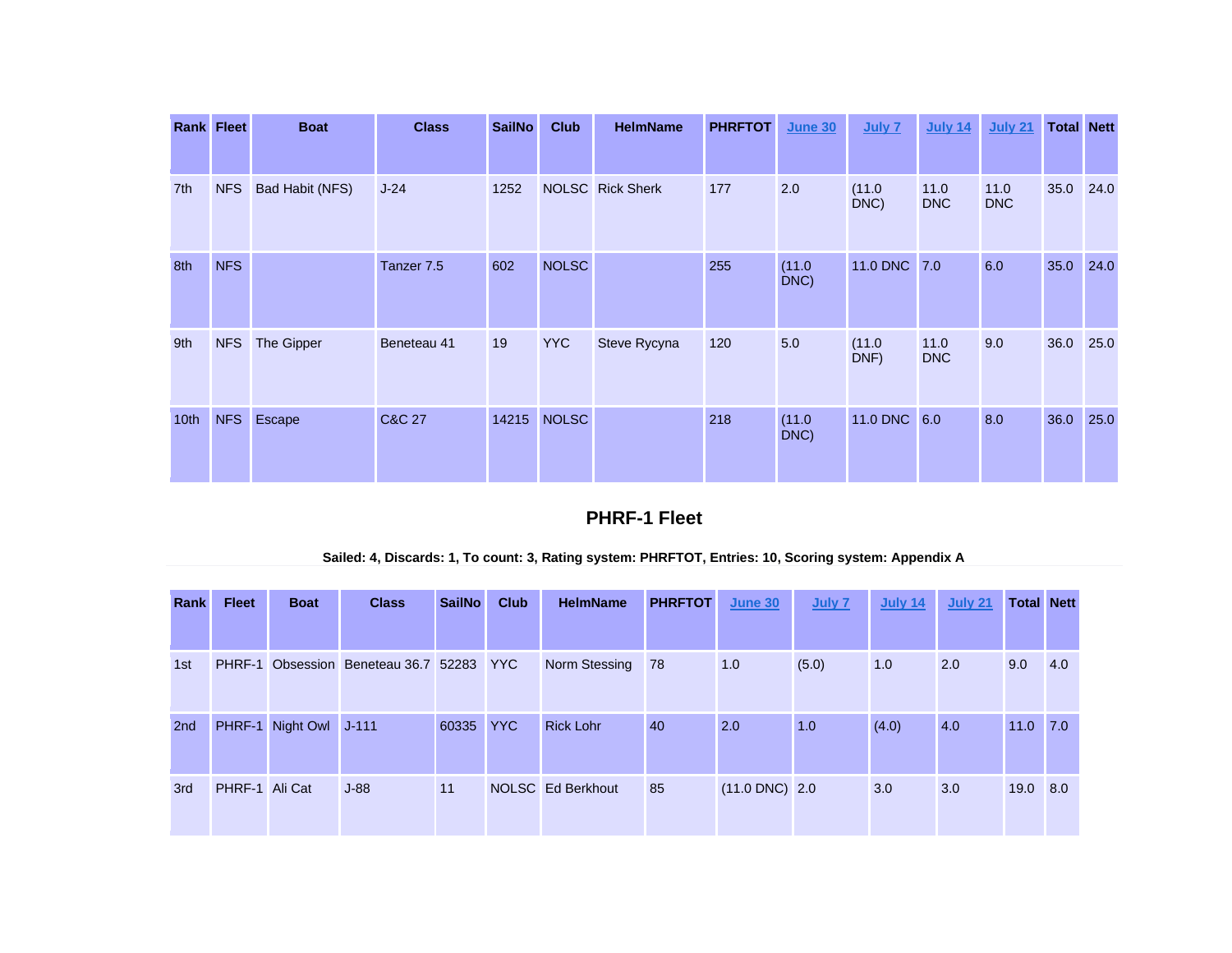| Rank | Fleet | Boat | Class | SailNo | Club | HelmName | PHRFTOT | June 30 | July 7 | July 14 | July 21 | Total | Nett |
|---|---|---|---|---|---|---|---|---|---|---|---|---|---|
| 7th | NFS | Bad Habit (NFS) | J-24 | 1252 | NOLSC | Rick Sherk | 177 | 2.0 | (11.0 DNC) | 11.0 DNC | 11.0 DNC | 35.0 | 24.0 |
| 8th | NFS | | Tanzer 7.5 | 602 | NOLSC | | 255 | (11.0 DNC) | 11.0 DNC | 7.0 | 6.0 | 35.0 | 24.0 |
| 9th | NFS | The Gipper | Beneteau 41 | 19 | YYC | Steve Rycyna | 120 | 5.0 | (11.0 DNF) | 11.0 DNC | 9.0 | 36.0 | 25.0 |
| 10th | NFS | Escape | C&C 27 | 14215 | NOLSC | | 218 | (11.0 DNC) | 11.0 DNC | 6.0 | 8.0 | 36.0 | 25.0 |

## PHRF-1 Fleet

**Sailed: 4, Discards: 1, To count: 3, Rating system: PHRFTOT, Entries: 10, Scoring system: Appendix A**

| Rank | Fleet | Boat | Class | SailNo | Club | HelmName | PHRFTOT | June 30 | July 7 | July 14 | July 21 | Total | Nett |
|---|---|---|---|---|---|---|---|---|---|---|---|---|---|
| 1st | PHRF-1 | Obsession | Beneteau 36.7 | 52283 | YYC | Norm Stessing | 78 | 1.0 | (5.0) | 1.0 | 2.0 | 9.0 | 4.0 |
| 2nd | PHRF-1 | Night Owl | J-111 | 60335 | YYC | Rick Lohr | 40 | 2.0 | 1.0 | (4.0) | 4.0 | 11.0 | 7.0 |
| 3rd | PHRF-1 | Ali Cat | J-88 | 11 | NOLSC | Ed Berkhout | 85 | (11.0 DNC) | 2.0 | 3.0 | 3.0 | 19.0 | 8.0 |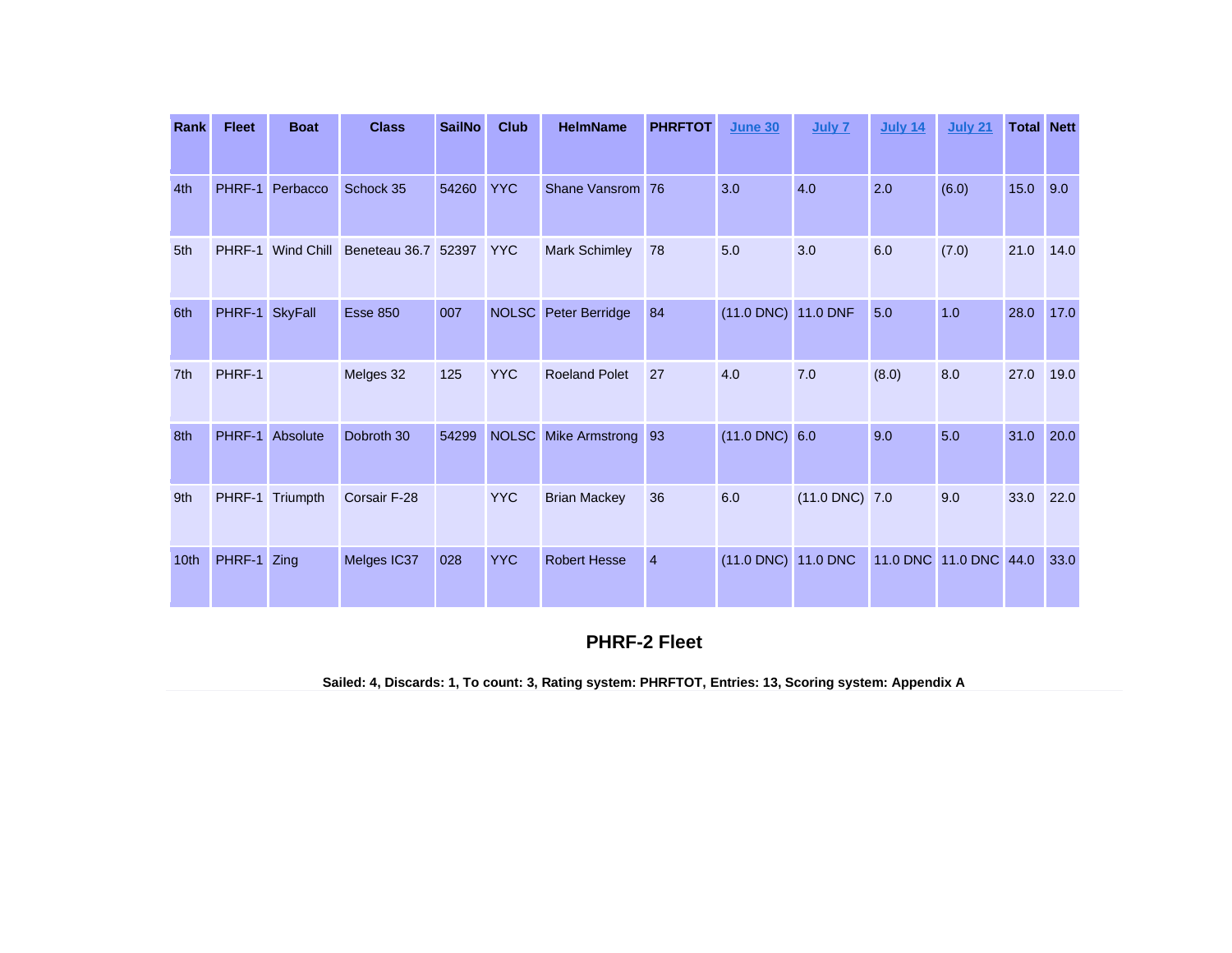| Rank | Fleet | Boat | Class | SailNo | Club | HelmName | PHRFTOT | June 30 | July 7 | July 14 | July 21 | Total | Nett |
|---|---|---|---|---|---|---|---|---|---|---|---|---|---|
| 4th | PHRF-1 | Perbacco | Schock 35 | 54260 | YYC | Shane Vansrom | 76 | 3.0 | 4.0 | 2.0 | (6.0) | 15.0 | 9.0 |
| 5th | PHRF-1 | Wind Chill | Beneteau 36.7 | 52397 | YYC | Mark Schimley | 78 | 5.0 | 3.0 | 6.0 | (7.0) | 21.0 | 14.0 |
| 6th | PHRF-1 | SkyFall | Esse 850 | 007 | NOLSC | Peter Berridge | 84 | (11.0 DNC) | 11.0 DNF | 5.0 | 1.0 | 28.0 | 17.0 |
| 7th | PHRF-1 | | Melges 32 | 125 | YYC | Roeland Polet | 27 | 4.0 | 7.0 | (8.0) | 8.0 | 27.0 | 19.0 |
| 8th | PHRF-1 | Absolute | Dobroth 30 | 54299 | NOLSC | Mike Armstrong | 93 | (11.0 DNC) | 6.0 | 9.0 | 5.0 | 31.0 | 20.0 |
| 9th | PHRF-1 | Triumpth | Corsair F-28 | | YYC | Brian Mackey | 36 | 6.0 | (11.0 DNC) | 7.0 | 9.0 | 33.0 | 22.0 |
| 10th | PHRF-1 | Zing | Melges IC37 | 028 | YYC | Robert Hesse | 4 | (11.0 DNC) | 11.0 DNC | 11.0 DNC | 11.0 DNC | 44.0 | 33.0 |

## PHRF-2 Fleet

**Sailed: 4, Discards: 1, To count: 3, Rating system: PHRFTOT, Entries: 13, Scoring system: Appendix A**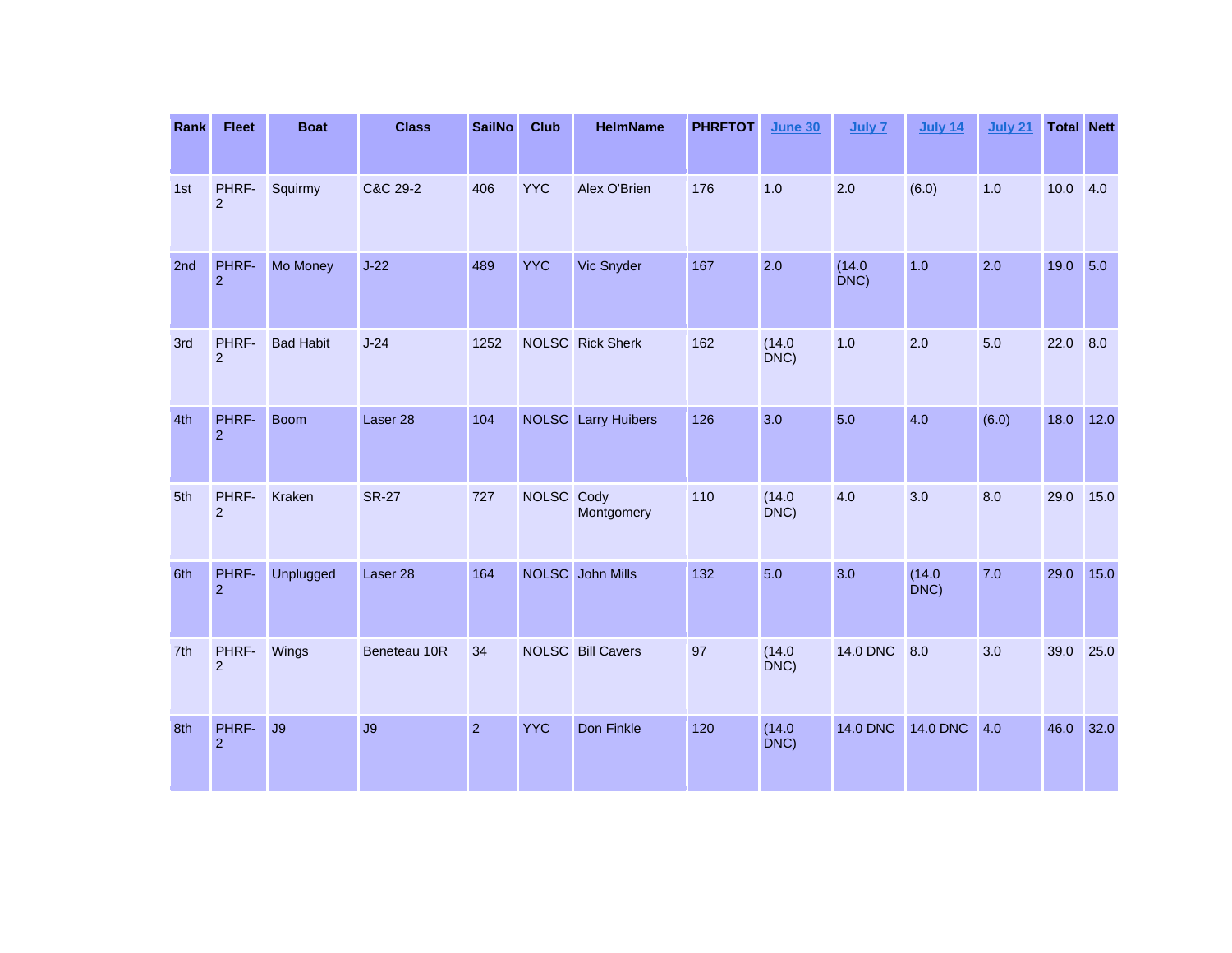| Rank | Fleet | Boat | Class | SailNo | Club | HelmName | PHRFTOT | June 30 | July 7 | July 14 | July 21 | Total | Nett |
|---|---|---|---|---|---|---|---|---|---|---|---|---|---|
| 1st | PHRF-2 | Squirmy | C&C 29-2 | 406 | YYC | Alex O'Brien | 176 | 1.0 | 2.0 | (6.0) | 1.0 | 10.0 | 4.0 |
| 2nd | PHRF-2 | Mo Money | J-22 | 489 | YYC | Vic Snyder | 167 | 2.0 | (14.0 DNC) | 1.0 | 2.0 | 19.0 | 5.0 |
| 3rd | PHRF-2 | Bad Habit | J-24 | 1252 | NOLSC | Rick Sherk | 162 | (14.0 DNC) | 1.0 | 2.0 | 5.0 | 22.0 | 8.0 |
| 4th | PHRF-2 | Boom | Laser 28 | 104 | NOLSC | Larry Huibers | 126 | 3.0 | 5.0 | 4.0 | (6.0) | 18.0 | 12.0 |
| 5th | PHRF-2 | Kraken | SR-27 | 727 | NOLSC | Cody Montgomery | 110 | (14.0 DNC) | 4.0 | 3.0 | 8.0 | 29.0 | 15.0 |
| 6th | PHRF-2 | Unplugged | Laser 28 | 164 | NOLSC | John Mills | 132 | 5.0 | 3.0 | (14.0 DNC) | 7.0 | 29.0 | 15.0 |
| 7th | PHRF-2 | Wings | Beneteau 10R | 34 | NOLSC | Bill Cavers | 97 | (14.0 DNC) | 14.0 DNC | 8.0 | 3.0 | 39.0 | 25.0 |
| 8th | PHRF-2 | J9 | J9 | 2 | YYC | Don Finkle | 120 | (14.0 DNC) | 14.0 DNC | 14.0 DNC | 4.0 | 46.0 | 32.0 |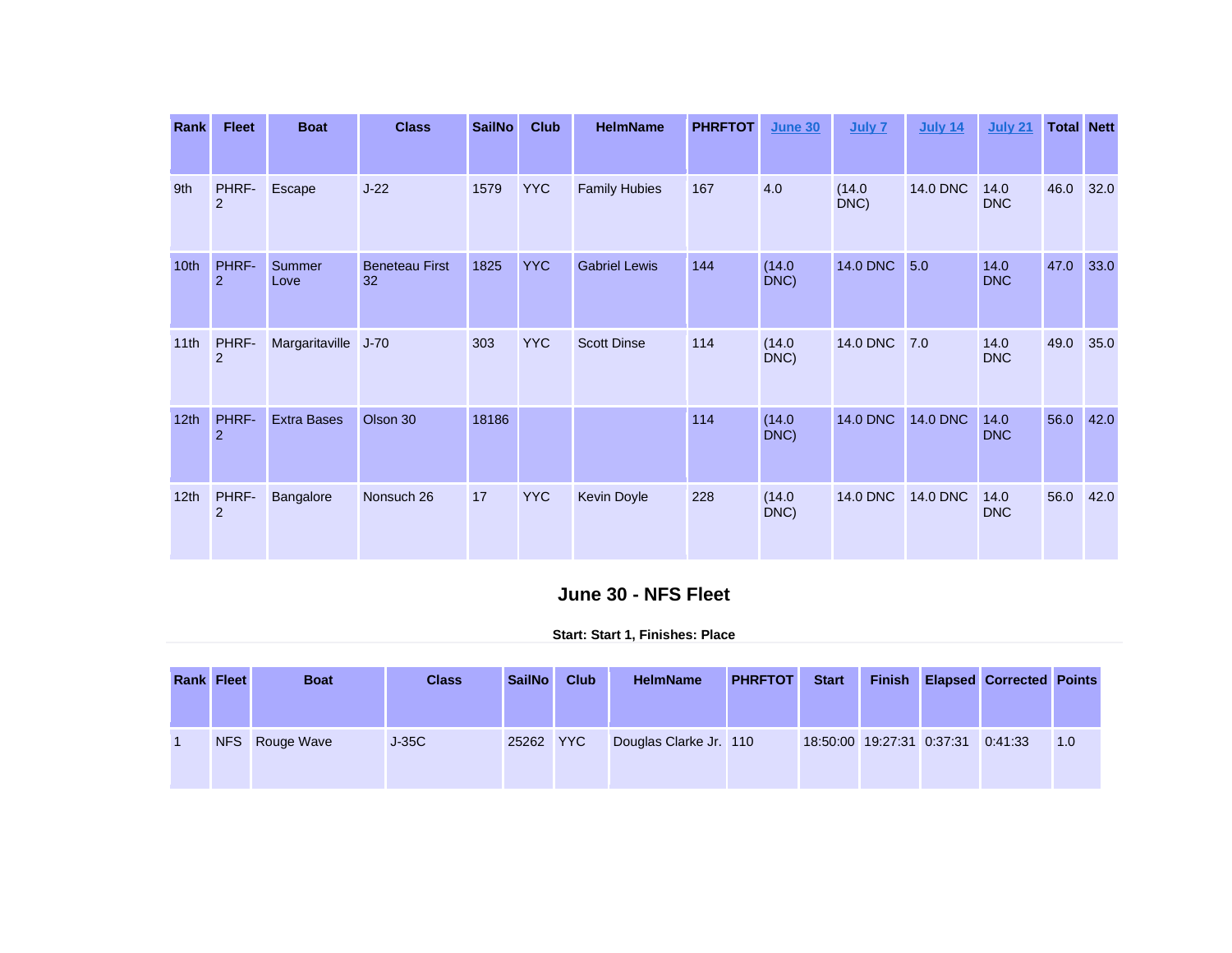| Rank | Fleet | Boat | Class | SailNo | Club | HelmName | PHRFTOT | June 30 | July 7 | July 14 | July 21 | Total | Nett |
|---|---|---|---|---|---|---|---|---|---|---|---|---|---|
| 9th | PHRF-2 | Escape | J-22 | 1579 | YYC | Family Hubies | 167 | 4.0 | (14.0 DNC) | 14.0 DNC | 14.0 DNC | 46.0 | 32.0 |
| 10th | PHRF-2 | Summer Love | Beneteau First 32 | 1825 | YYC | Gabriel Lewis | 144 | (14.0 DNC) | 14.0 DNC | 5.0 | 14.0 DNC | 47.0 | 33.0 |
| 11th | PHRF-2 | Margaritaville | J-70 | 303 | YYC | Scott Dinse | 114 | (14.0 DNC) | 14.0 DNC | 7.0 | 14.0 DNC | 49.0 | 35.0 |
| 12th | PHRF-2 | Extra Bases | Olson 30 | 18186 | | | 114 | (14.0 DNC) | 14.0 DNC | 14.0 DNC | 14.0 DNC | 56.0 | 42.0 |
| 12th | PHRF-2 | Bangalore | Nonsuch 26 | 17 | YYC | Kevin Doyle | 228 | (14.0 DNC) | 14.0 DNC | 14.0 DNC | 14.0 DNC | 56.0 | 42.0 |

## June 30 - NFS Fleet

**Start: Start 1, Finishes: Place**

| Rank | Fleet | Boat | Class | SailNo | Club | HelmName | PHRFTOT | Start | Finish | Elapsed | Corrected | Points |
|---|---|---|---|---|---|---|---|---|---|---|---|---|
| 1 | NFS | Rouge Wave | J-35C | 25262 | YYC | Douglas Clarke Jr. | 110 | 18:50:00 | 19:27:31 | 0:37:31 | 0:41:33 | 1.0 |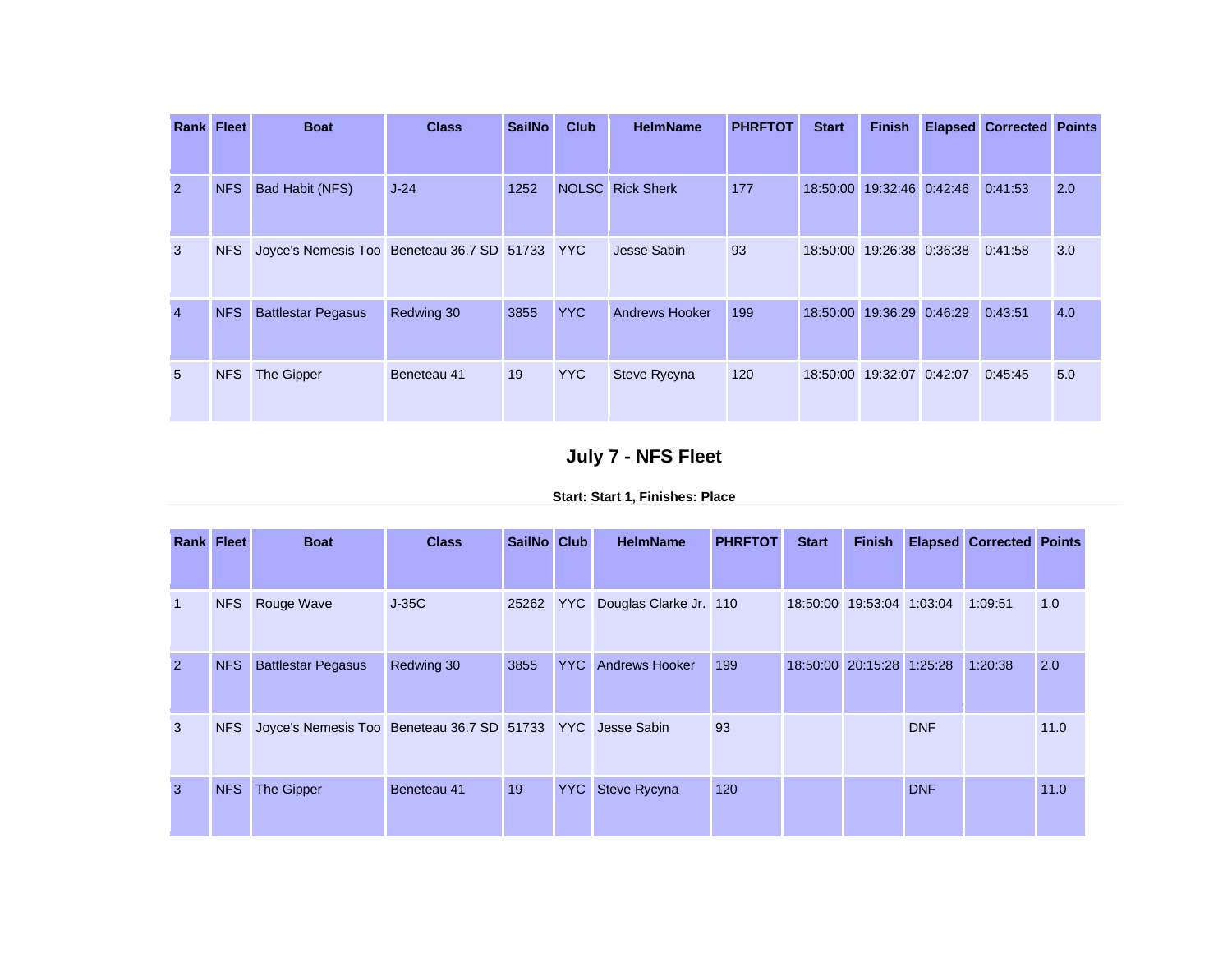| Rank | Fleet | Boat | Class | SailNo | Club | HelmName | PHRFTOT | Start | Finish | Elapsed | Corrected | Points |
|---|---|---|---|---|---|---|---|---|---|---|---|---|
| 2 | NFS | Bad Habit (NFS) | J-24 | 1252 | NOLSC | Rick Sherk | 177 | 18:50:00 | 19:32:46 | 0:42:46 | 0:41:53 | 2.0 |
| 3 | NFS | Joyce's Nemesis Too | Beneteau 36.7 SD | 51733 | YYC | Jesse Sabin | 93 | 18:50:00 | 19:26:38 | 0:36:38 | 0:41:58 | 3.0 |
| 4 | NFS | Battlestar Pegasus | Redwing 30 | 3855 | YYC | Andrews Hooker | 199 | 18:50:00 | 19:36:29 | 0:46:29 | 0:43:51 | 4.0 |
| 5 | NFS | The Gipper | Beneteau 41 | 19 | YYC | Steve Rycyna | 120 | 18:50:00 | 19:32:07 | 0:42:07 | 0:45:45 | 5.0 |

## July 7 - NFS Fleet

**Start: Start 1, Finishes: Place**

| Rank | Fleet | Boat | Class | SailNo | Club | HelmName | PHRFTOT | Start | Finish | Elapsed | Corrected | Points |
|---|---|---|---|---|---|---|---|---|---|---|---|---|
| 1 | NFS | Rouge Wave | J-35C | 25262 | YYC | Douglas Clarke Jr. | 110 | 18:50:00 | 19:53:04 | 1:03:04 | 1:09:51 | 1.0 |
| 2 | NFS | Battlestar Pegasus | Redwing 30 | 3855 | YYC | Andrews Hooker | 199 | 18:50:00 | 20:15:28 | 1:25:28 | 1:20:38 | 2.0 |
| 3 | NFS | Joyce's Nemesis Too | Beneteau 36.7 SD | 51733 | YYC | Jesse Sabin | 93 | | | DNF | | 11.0 |
| 3 | NFS | The Gipper | Beneteau 41 | 19 | YYC | Steve Rycyna | 120 | | | DNF | | 11.0 |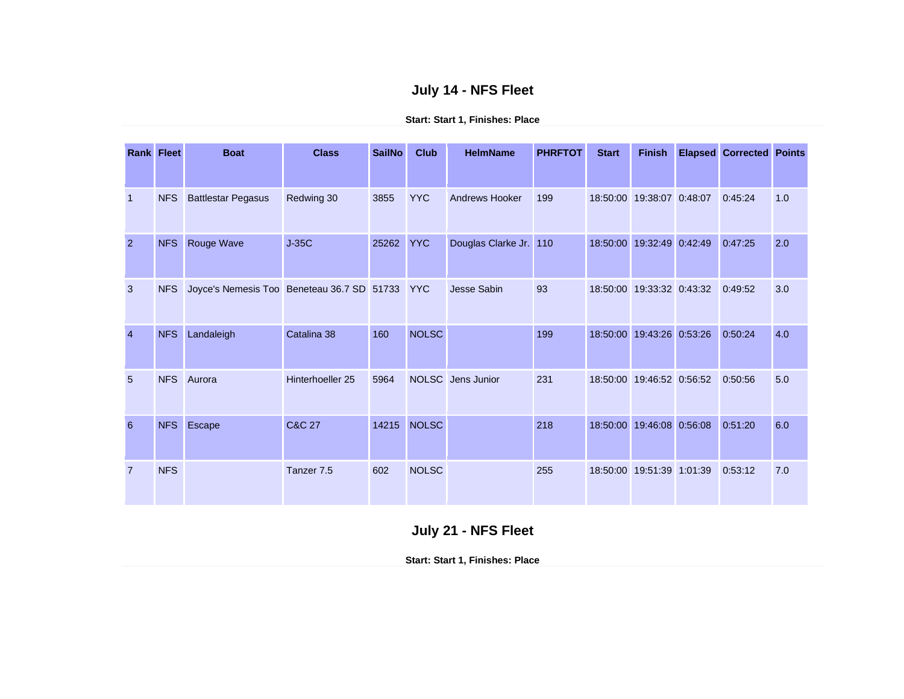## July 14 - NFS Fleet

**Start: Start 1, Finishes: Place**

| Rank | Fleet | Boat | Class | SailNo | Club | HelmName | PHRFTOT | Start | Finish | Elapsed | Corrected | Points |
|---|---|---|---|---|---|---|---|---|---|---|---|---|
| 1 | NFS | Battlestar Pegasus | Redwing 30 | 3855 | YYC | Andrews Hooker | 199 | 18:50:00 | 19:38:07 | 0:48:07 | 0:45:24 | 1.0 |
| 2 | NFS | Rouge Wave | J-35C | 25262 | YYC | Douglas Clarke Jr. | 110 | 18:50:00 | 19:32:49 | 0:42:49 | 0:47:25 | 2.0 |
| 3 | NFS | Joyce's Nemesis Too | Beneteau 36.7 SD | 51733 | YYC | Jesse Sabin | 93 | 18:50:00 | 19:33:32 | 0:43:32 | 0:49:52 | 3.0 |
| 4 | NFS | Landaleigh | Catalina 38 | 160 | NOLSC | | 199 | 18:50:00 | 19:43:26 | 0:53:26 | 0:50:24 | 4.0 |
| 5 | NFS | Aurora | Hinterhoeller 25 | 5964 | NOLSC | Jens Junior | 231 | 18:50:00 | 19:46:52 | 0:56:52 | 0:50:56 | 5.0 |
| 6 | NFS | Escape | C&C 27 | 14215 | NOLSC | | 218 | 18:50:00 | 19:46:08 | 0:56:08 | 0:51:20 | 6.0 |
| 7 | NFS | | Tanzer 7.5 | 602 | NOLSC | | 255 | 18:50:00 | 19:51:39 | 1:01:39 | 0:53:12 | 7.0 |

## July 21 - NFS Fleet

**Start: Start 1, Finishes: Place**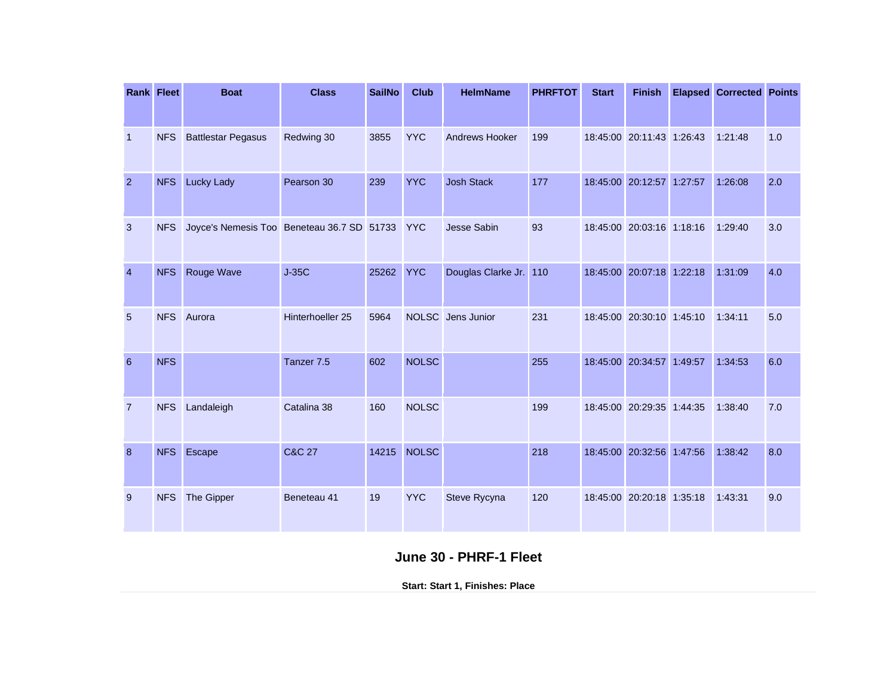| Rank | Fleet | Boat | Class | SailNo | Club | HelmName | PHRFTOT | Start | Finish | Elapsed | Corrected | Points |
|---|---|---|---|---|---|---|---|---|---|---|---|---|
| 1 | NFS | Battlestar Pegasus | Redwing 30 | 3855 | YYC | Andrews Hooker | 199 | 18:45:00 | 20:11:43 | 1:26:43 | 1:21:48 | 1.0 |
| 2 | NFS | Lucky Lady | Pearson 30 | 239 | YYC | Josh Stack | 177 | 18:45:00 | 20:12:57 | 1:27:57 | 1:26:08 | 2.0 |
| 3 | NFS | Joyce's Nemesis Too | Beneteau 36.7 SD | 51733 | YYC | Jesse Sabin | 93 | 18:45:00 | 20:03:16 | 1:18:16 | 1:29:40 | 3.0 |
| 4 | NFS | Rouge Wave | J-35C | 25262 | YYC | Douglas Clarke Jr. | 110 | 18:45:00 | 20:07:18 | 1:22:18 | 1:31:09 | 4.0 |
| 5 | NFS | Aurora | Hinterhoeller 25 | 5964 | NOLSC | Jens Junior | 231 | 18:45:00 | 20:30:10 | 1:45:10 | 1:34:11 | 5.0 |
| 6 | NFS | | Tanzer 7.5 | 602 | NOLSC | | 255 | 18:45:00 | 20:34:57 | 1:49:57 | 1:34:53 | 6.0 |
| 7 | NFS | Landaleigh | Catalina 38 | 160 | NOLSC | | 199 | 18:45:00 | 20:29:35 | 1:44:35 | 1:38:40 | 7.0 |
| 8 | NFS | Escape | C&C 27 | 14215 | NOLSC | | 218 | 18:45:00 | 20:32:56 | 1:47:56 | 1:38:42 | 8.0 |
| 9 | NFS | The Gipper | Beneteau 41 | 19 | YYC | Steve Rycyna | 120 | 18:45:00 | 20:20:18 | 1:35:18 | 1:43:31 | 9.0 |

## June 30 - PHRF-1 Fleet

**Start: Start 1, Finishes: Place**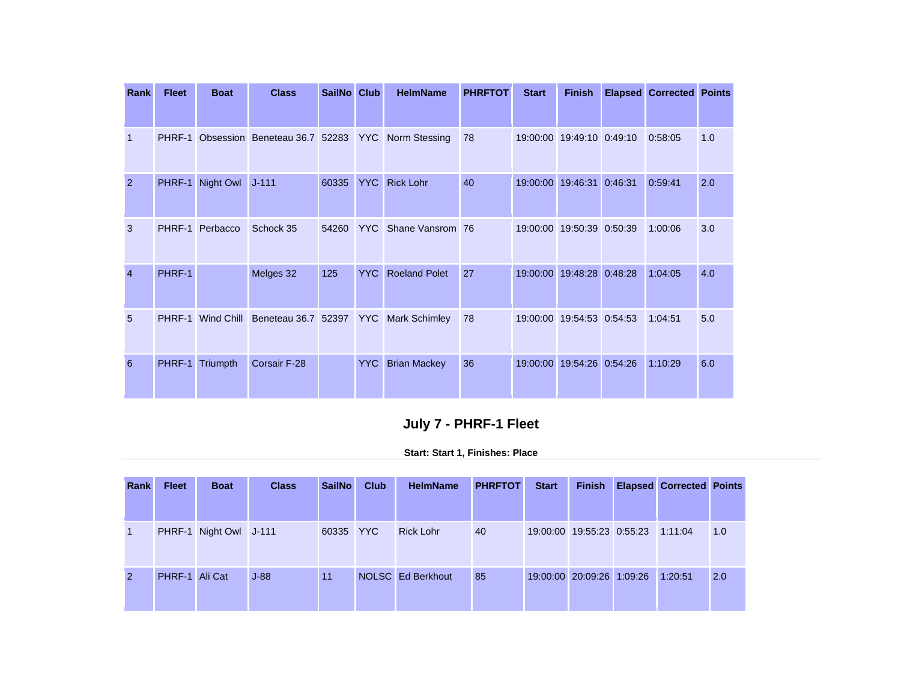| Rank | Fleet | Boat | Class | SailNo | Club | HelmName | PHRFTOT | Start | Finish | Elapsed | Corrected | Points |
|---|---|---|---|---|---|---|---|---|---|---|---|---|
| 1 | PHRF-1 | Obsession | Beneteau 36.7 | 52283 | YYC | Norm Stessing | 78 | 19:00:00 | 19:49:10 | 0:49:10 | 0:58:05 | 1.0 |
| 2 | PHRF-1 | Night Owl | J-111 | 60335 | YYC | Rick Lohr | 40 | 19:00:00 | 19:46:31 | 0:46:31 | 0:59:41 | 2.0 |
| 3 | PHRF-1 | Perbacco | Schock 35 | 54260 | YYC | Shane Vansrom | 76 | 19:00:00 | 19:50:39 | 0:50:39 | 1:00:06 | 3.0 |
| 4 | PHRF-1 | | Melges 32 | 125 | YYC | Roeland Polet | 27 | 19:00:00 | 19:48:28 | 0:48:28 | 1:04:05 | 4.0 |
| 5 | PHRF-1 | Wind Chill | Beneteau 36.7 | 52397 | YYC | Mark Schimley | 78 | 19:00:00 | 19:54:53 | 0:54:53 | 1:04:51 | 5.0 |
| 6 | PHRF-1 | Triumpth | Corsair F-28 | | YYC | Brian Mackey | 36 | 19:00:00 | 19:54:26 | 0:54:26 | 1:10:29 | 6.0 |

## July 7 - PHRF-1 Fleet

**Start: Start 1, Finishes: Place**

| Rank | Fleet | Boat | Class | SailNo | Club | HelmName | PHRFTOT | Start | Finish | Elapsed | Corrected | Points |
|---|---|---|---|---|---|---|---|---|---|---|---|---|
| 1 | PHRF-1 | Night Owl | J-111 | 60335 | YYC | Rick Lohr | 40 | 19:00:00 | 19:55:23 | 0:55:23 | 1:11:04 | 1.0 |
| 2 | PHRF-1 | Ali Cat | J-88 | 11 | NOLSC | Ed Berkhout | 85 | 19:00:00 | 20:09:26 | 1:09:26 | 1:20:51 | 2.0 |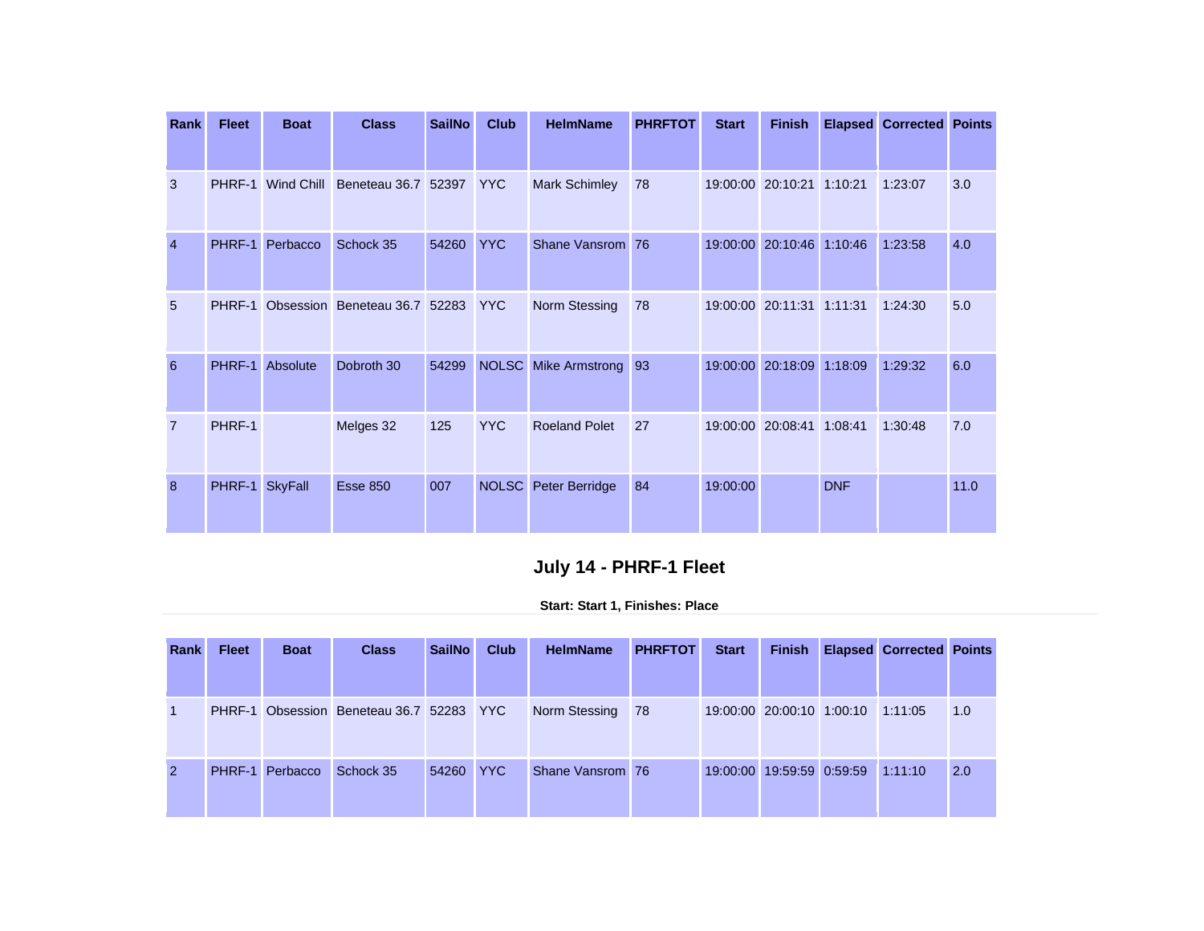| Rank | Fleet | Boat | Class | SailNo | Club | HelmName | PHRFTOT | Start | Finish | Elapsed | Corrected | Points |
|---|---|---|---|---|---|---|---|---|---|---|---|---|
| 3 | PHRF-1 | Wind Chill | Beneteau 36.7 | 52397 | YYC | Mark Schimley | 78 | 19:00:00 | 20:10:21 | 1:10:21 | 1:23:07 | 3.0 |
| 4 | PHRF-1 | Perbacco | Schock 35 | 54260 | YYC | Shane Vansrom | 76 | 19:00:00 | 20:10:46 | 1:10:46 | 1:23:58 | 4.0 |
| 5 | PHRF-1 | Obsession | Beneteau 36.7 | 52283 | YYC | Norm Stessing | 78 | 19:00:00 | 20:11:31 | 1:11:31 | 1:24:30 | 5.0 |
| 6 | PHRF-1 | Absolute | Dobroth 30 | 54299 | NOLSC | Mike Armstrong | 93 | 19:00:00 | 20:18:09 | 1:18:09 | 1:29:32 | 6.0 |
| 7 | PHRF-1 | | Melges 32 | 125 | YYC | Roeland Polet | 27 | 19:00:00 | 20:08:41 | 1:08:41 | 1:30:48 | 7.0 |
| 8 | PHRF-1 | SkyFall | Esse 850 | 007 | NOLSC | Peter Berridge | 84 | 19:00:00 | | DNF | | 11.0 |

## July 14 - PHRF-1 Fleet

**Start: Start 1, Finishes: Place**

| Rank | Fleet | Boat | Class | SailNo | Club | HelmName | PHRFTOT | Start | Finish | Elapsed | Corrected | Points |
|---|---|---|---|---|---|---|---|---|---|---|---|---|
| 1 | PHRF-1 | Obsession | Beneteau 36.7 | 52283 | YYC | Norm Stessing | 78 | 19:00:00 | 20:00:10 | 1:00:10 | 1:11:05 | 1.0 |
| 2 | PHRF-1 | Perbacco | Schock 35 | 54260 | YYC | Shane Vansrom | 76 | 19:00:00 | 19:59:59 | 0:59:59 | 1:11:10 | 2.0 |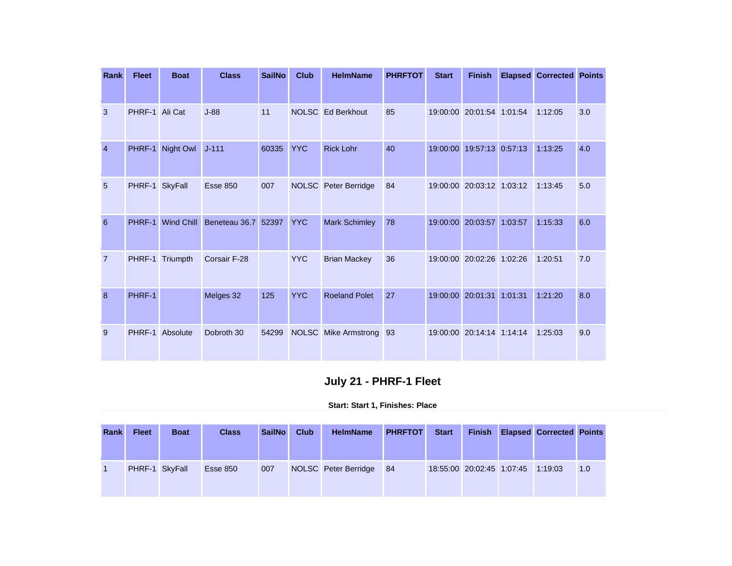| Rank | Fleet | Boat | Class | SailNo | Club | HelmName | PHRFTOT | Start | Finish | Elapsed | Corrected | Points |
|---|---|---|---|---|---|---|---|---|---|---|---|---|
| 3 | PHRF-1 | Ali Cat | J-88 | 11 | NOLSC | Ed Berkhout | 85 | 19:00:00 | 20:01:54 | 1:01:54 | 1:12:05 | 3.0 |
| 4 | PHRF-1 | Night Owl | J-111 | 60335 | YYC | Rick Lohr | 40 | 19:00:00 | 19:57:13 | 0:57:13 | 1:13:25 | 4.0 |
| 5 | PHRF-1 | SkyFall | Esse 850 | 007 | NOLSC | Peter Berridge | 84 | 19:00:00 | 20:03:12 | 1:03:12 | 1:13:45 | 5.0 |
| 6 | PHRF-1 | Wind Chill | Beneteau 36.7 | 52397 | YYC | Mark Schimley | 78 | 19:00:00 | 20:03:57 | 1:03:57 | 1:15:33 | 6.0 |
| 7 | PHRF-1 | Triumpth | Corsair F-28 | | YYC | Brian Mackey | 36 | 19:00:00 | 20:02:26 | 1:02:26 | 1:20:51 | 7.0 |
| 8 | PHRF-1 | | Melges 32 | 125 | YYC | Roeland Polet | 27 | 19:00:00 | 20:01:31 | 1:01:31 | 1:21:20 | 8.0 |
| 9 | PHRF-1 | Absolute | Dobroth 30 | 54299 | NOLSC | Mike Armstrong | 93 | 19:00:00 | 20:14:14 | 1:14:14 | 1:25:03 | 9.0 |

## July 21 - PHRF-1 Fleet

**Start: Start 1, Finishes: Place**

| Rank | Fleet | Boat | Class | SailNo | Club | HelmName | PHRFTOT | Start | Finish | Elapsed | Corrected | Points |
|---|---|---|---|---|---|---|---|---|---|---|---|---|
| 1 | PHRF-1 | SkyFall | Esse 850 | 007 | NOLSC | Peter Berridge | 84 | 18:55:00 | 20:02:45 | 1:07:45 | 1:19:03 | 1.0 |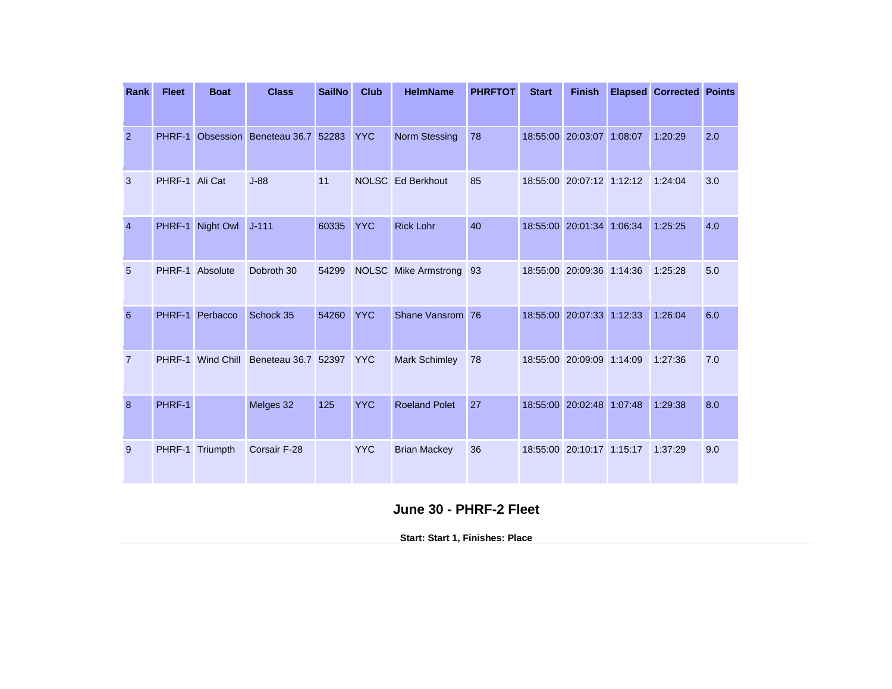| Rank | Fleet | Boat | Class | SailNo | Club | HelmName | PHRFTOT | Start | Finish | Elapsed | Corrected | Points |
|---|---|---|---|---|---|---|---|---|---|---|---|---|
| 2 | PHRF-1 | Obsession | Beneteau 36.7 | 52283 | YYC | Norm Stessing | 78 | 18:55:00 | 20:03:07 | 1:08:07 | 1:20:29 | 2.0 |
| 3 | PHRF-1 | Ali Cat | J-88 | 11 | NOLSC | Ed Berkhout | 85 | 18:55:00 | 20:07:12 | 1:12:12 | 1:24:04 | 3.0 |
| 4 | PHRF-1 | Night Owl | J-111 | 60335 | YYC | Rick Lohr | 40 | 18:55:00 | 20:01:34 | 1:06:34 | 1:25:25 | 4.0 |
| 5 | PHRF-1 | Absolute | Dobroth 30 | 54299 | NOLSC | Mike Armstrong | 93 | 18:55:00 | 20:09:36 | 1:14:36 | 1:25:28 | 5.0 |
| 6 | PHRF-1 | Perbacco | Schock 35 | 54260 | YYC | Shane Vansrom | 76 | 18:55:00 | 20:07:33 | 1:12:33 | 1:26:04 | 6.0 |
| 7 | PHRF-1 | Wind Chill | Beneteau 36.7 | 52397 | YYC | Mark Schimley | 78 | 18:55:00 | 20:09:09 | 1:14:09 | 1:27:36 | 7.0 |
| 8 | PHRF-1 | | Melges 32 | 125 | YYC | Roeland Polet | 27 | 18:55:00 | 20:02:48 | 1:07:48 | 1:29:38 | 8.0 |
| 9 | PHRF-1 | Triumpth | Corsair F-28 | | YYC | Brian Mackey | 36 | 18:55:00 | 20:10:17 | 1:15:17 | 1:37:29 | 9.0 |

## June 30 - PHRF-2 Fleet

**Start: Start 1, Finishes: Place**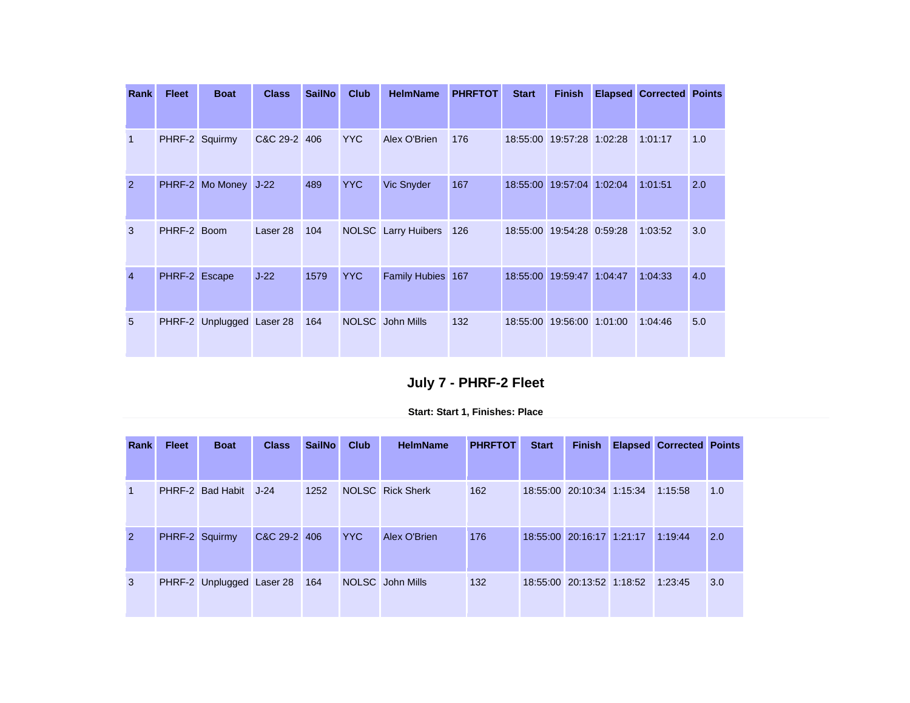| Rank | Fleet | Boat | Class | SailNo | Club | HelmName | PHRFTOT | Start | Finish | Elapsed | Corrected | Points |
|---|---|---|---|---|---|---|---|---|---|---|---|---|
| 1 | PHRF-2 | Squirmy | C&C 29-2 | 406 | YYC | Alex O'Brien | 176 | 18:55:00 | 19:57:28 | 1:02:28 | 1:01:17 | 1.0 |
| 2 | PHRF-2 | Mo Money | J-22 | 489 | YYC | Vic Snyder | 167 | 18:55:00 | 19:57:04 | 1:02:04 | 1:01:51 | 2.0 |
| 3 | PHRF-2 | Boom | Laser 28 | 104 | NOLSC | Larry Huibers | 126 | 18:55:00 | 19:54:28 | 0:59:28 | 1:03:52 | 3.0 |
| 4 | PHRF-2 | Escape | J-22 | 1579 | YYC | Family Hubies | 167 | 18:55:00 | 19:59:47 | 1:04:47 | 1:04:33 | 4.0 |
| 5 | PHRF-2 | Unplugged | Laser 28 | 164 | NOLSC | John Mills | 132 | 18:55:00 | 19:56:00 | 1:01:00 | 1:04:46 | 5.0 |

## July 7 - PHRF-2 Fleet

**Start: Start 1, Finishes: Place**

| Rank | Fleet | Boat | Class | SailNo | Club | HelmName | PHRFTOT | Start | Finish | Elapsed | Corrected | Points |
|---|---|---|---|---|---|---|---|---|---|---|---|---|
| 1 | PHRF-2 | Bad Habit | J-24 | 1252 | NOLSC | Rick Sherk | 162 | 18:55:00 | 20:10:34 | 1:15:34 | 1:15:58 | 1.0 |
| 2 | PHRF-2 | Squirmy | C&C 29-2 | 406 | YYC | Alex O'Brien | 176 | 18:55:00 | 20:16:17 | 1:21:17 | 1:19:44 | 2.0 |
| 3 | PHRF-2 | Unplugged | Laser 28 | 164 | NOLSC | John Mills | 132 | 18:55:00 | 20:13:52 | 1:18:52 | 1:23:45 | 3.0 |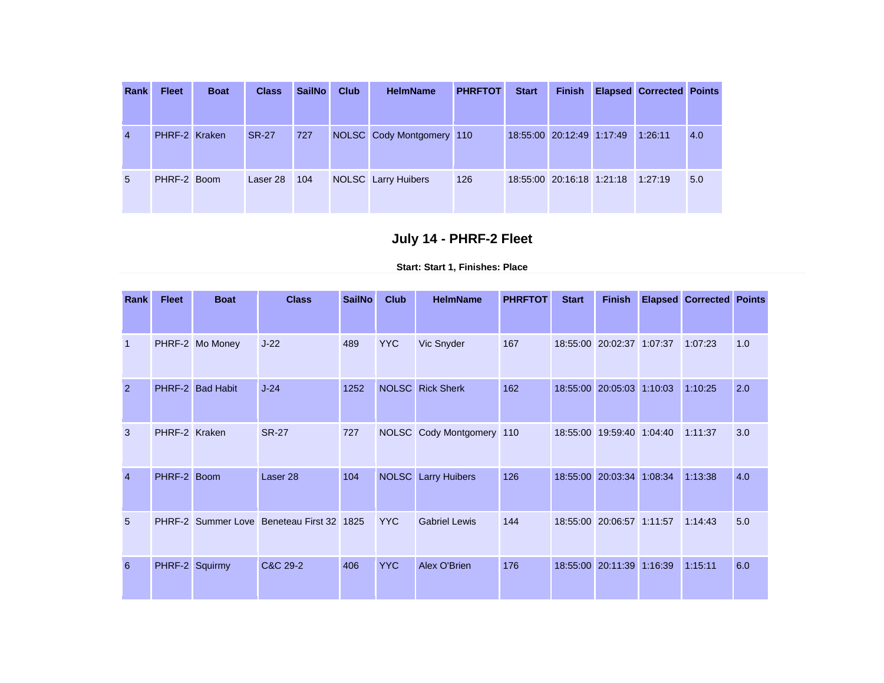| Rank | Fleet | Boat | Class | SailNo | Club | HelmName | PHRFTOT | Start | Finish | Elapsed | Corrected | Points |
|---|---|---|---|---|---|---|---|---|---|---|---|---|
| 4 | PHRF-2 | Kraken | SR-27 | 727 | NOLSC | Cody Montgomery | 110 | 18:55:00 | 20:12:49 | 1:17:49 | 1:26:11 | 4.0 |
| 5 | PHRF-2 | Boom | Laser 28 | 104 | NOLSC | Larry Huibers | 126 | 18:55:00 | 20:16:18 | 1:21:18 | 1:27:19 | 5.0 |

## July 14 - PHRF-2 Fleet

**Start: Start 1, Finishes: Place**

| Rank | Fleet | Boat | Class | SailNo | Club | HelmName | PHRFTOT | Start | Finish | Elapsed | Corrected | Points |
|---|---|---|---|---|---|---|---|---|---|---|---|---|
| 1 | PHRF-2 | Mo Money | J-22 | 489 | YYC | Vic Snyder | 167 | 18:55:00 | 20:02:37 | 1:07:37 | 1:07:23 | 1.0 |
| 2 | PHRF-2 | Bad Habit | J-24 | 1252 | NOLSC | Rick Sherk | 162 | 18:55:00 | 20:05:03 | 1:10:03 | 1:10:25 | 2.0 |
| 3 | PHRF-2 | Kraken | SR-27 | 727 | NOLSC | Cody Montgomery | 110 | 18:55:00 | 19:59:40 | 1:04:40 | 1:11:37 | 3.0 |
| 4 | PHRF-2 | Boom | Laser 28 | 104 | NOLSC | Larry Huibers | 126 | 18:55:00 | 20:03:34 | 1:08:34 | 1:13:38 | 4.0 |
| 5 | PHRF-2 | Summer Love | Beneteau First 32 | 1825 | YYC | Gabriel Lewis | 144 | 18:55:00 | 20:06:57 | 1:11:57 | 1:14:43 | 5.0 |
| 6 | PHRF-2 | Squirmy | C&C 29-2 | 406 | YYC | Alex O'Brien | 176 | 18:55:00 | 20:11:39 | 1:16:39 | 1:15:11 | 6.0 |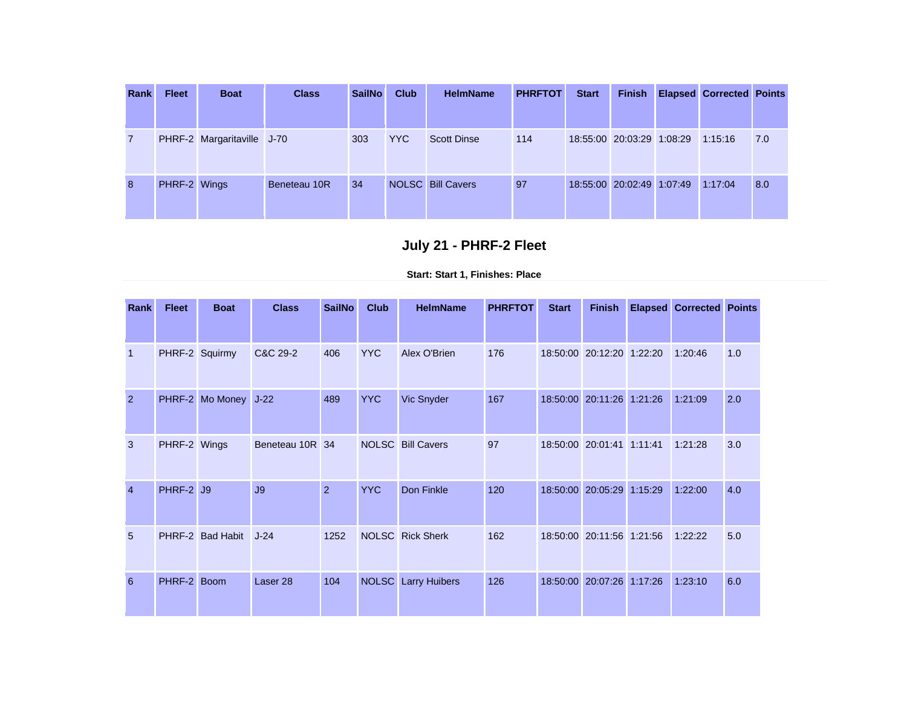| Rank | Fleet | Boat | Class | SailNo | Club | HelmName | PHRFTOT | Start | Finish | Elapsed | Corrected | Points |
|---|---|---|---|---|---|---|---|---|---|---|---|---|
| 7 | PHRF-2 | Margaritaville | J-70 | 303 | YYC | Scott Dinse | 114 | 18:55:00 | 20:03:29 | 1:08:29 | 1:15:16 | 7.0 |
| 8 | PHRF-2 | Wings | Beneteau 10R | 34 | NOLSC | Bill Cavers | 97 | 18:55:00 | 20:02:49 | 1:07:49 | 1:17:04 | 8.0 |

## July 21 - PHRF-2 Fleet

**Start: Start 1, Finishes: Place**

| Rank | Fleet | Boat | Class | SailNo | Club | HelmName | PHRFTOT | Start | Finish | Elapsed | Corrected | Points |
|---|---|---|---|---|---|---|---|---|---|---|---|---|
| 1 | PHRF-2 | Squirmy | C&C 29-2 | 406 | YYC | Alex O'Brien | 176 | 18:50:00 | 20:12:20 | 1:22:20 | 1:20:46 | 1.0 |
| 2 | PHRF-2 | Mo Money | J-22 | 489 | YYC | Vic Snyder | 167 | 18:50:00 | 20:11:26 | 1:21:26 | 1:21:09 | 2.0 |
| 3 | PHRF-2 | Wings | Beneteau 10R | 34 | NOLSC | Bill Cavers | 97 | 18:50:00 | 20:01:41 | 1:11:41 | 1:21:28 | 3.0 |
| 4 | PHRF-2 | J9 | J9 | 2 | YYC | Don Finkle | 120 | 18:50:00 | 20:05:29 | 1:15:29 | 1:22:00 | 4.0 |
| 5 | PHRF-2 | Bad Habit | J-24 | 1252 | NOLSC | Rick Sherk | 162 | 18:50:00 | 20:11:56 | 1:21:56 | 1:22:22 | 5.0 |
| 6 | PHRF-2 | Boom | Laser 28 | 104 | NOLSC | Larry Huibers | 126 | 18:50:00 | 20:07:26 | 1:17:26 | 1:23:10 | 6.0 |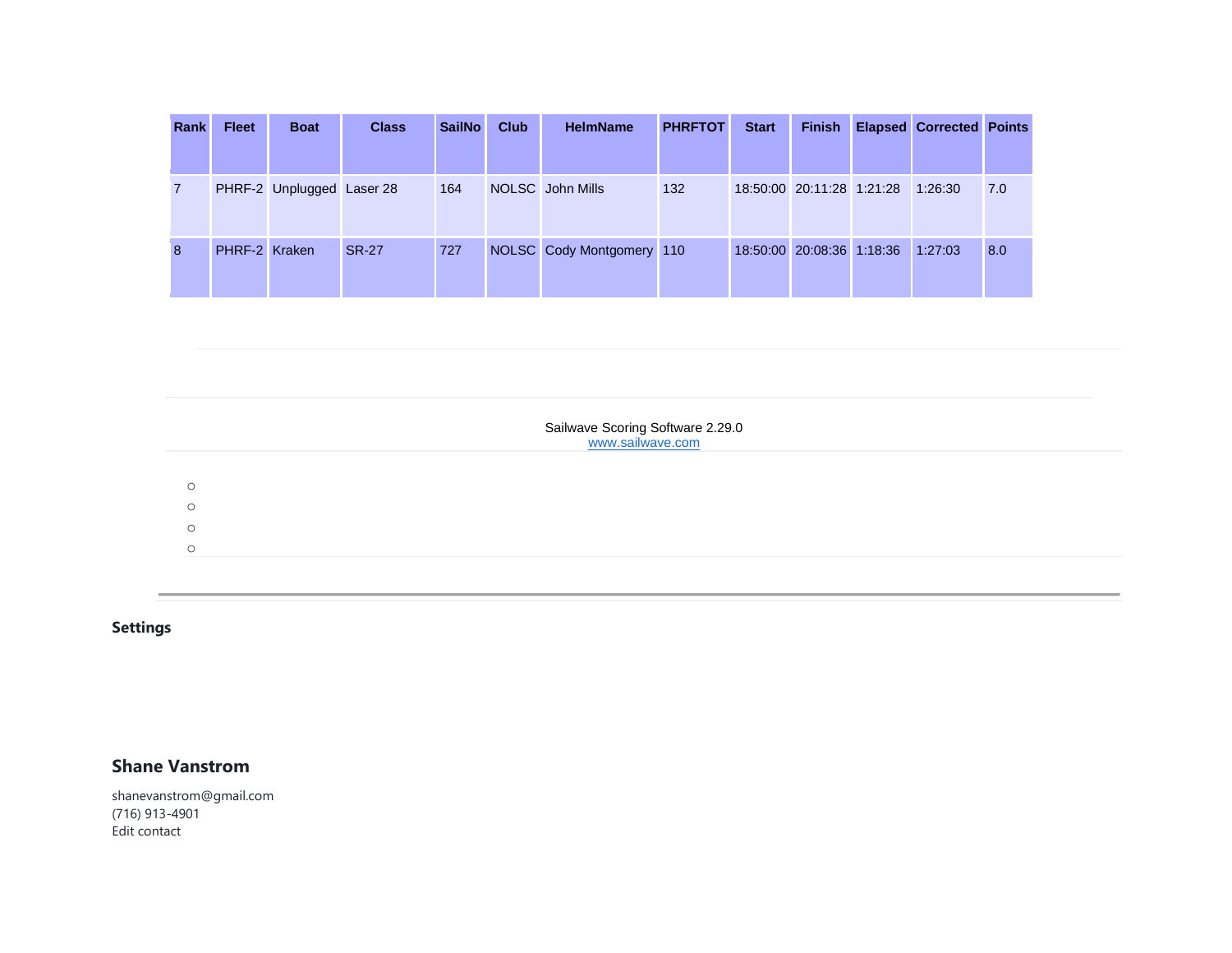| Rank | Fleet | Boat | Class | SailNo | Club | HelmName | PHRFTOT | Start | Finish | Elapsed | Corrected | Points |
|---|---|---|---|---|---|---|---|---|---|---|---|---|
| 7 | PHRF-2 | Unplugged | Laser 28 | 164 | NOLSC | John Mills | 132 | 18:50:00 | 20:11:28 | 1:21:28 | 1:26:30 | 7.0 |
| 8 | PHRF-2 | Kraken | SR-27 | 727 | NOLSC | Cody Montgomery | 110 | 18:50:00 | 20:08:36 | 1:18:36 | 1:27:03 | 8.0 |

Sailwave Scoring Software 2.29.0
www.sailwave.com

---

**Settings**

## Shane Vanstrom

shanevanstrom@gmail.com
(716) 913-4901
Edit contact